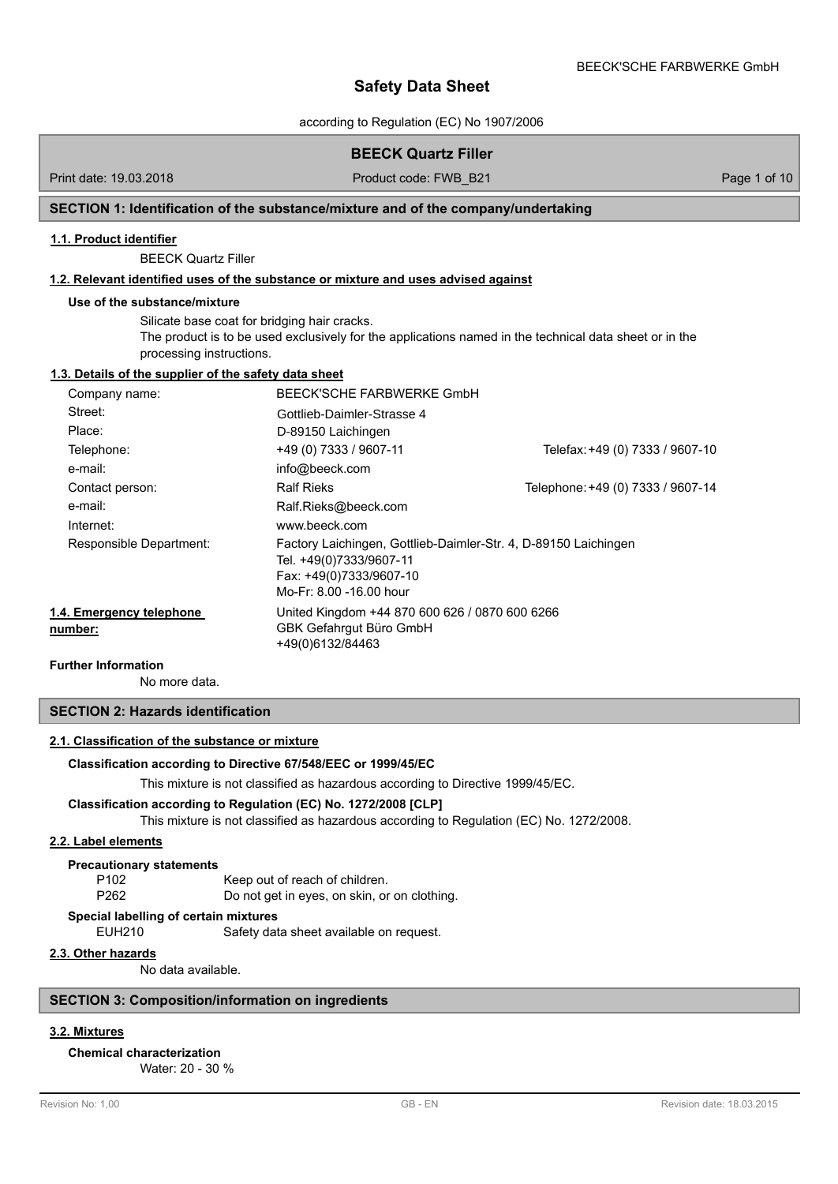# Safety Data Sheet

according to Regulation (EC) No 1907/2006

## BEECK Quartz Filler

Print date: 19.03.2018 | Product code: FWB_B21

## SECTION 1: Identification of the substance/mixture and of the company/undertaking

### 1.1. Product identifier

BEECK Quartz Filler

### 1.2. Relevant identified uses of the substance or mixture and uses advised against

**Use of the substance/mixture**

Silicate base coat for bridging hair cracks.
The product is to be used exclusively for the applications named in the technical data sheet or in the processing instructions.

### 1.3. Details of the supplier of the safety data sheet

| | | |
|---|---|---|
| Company name: | BEECK'SCHE FARBWERKE GmbH | |
| Street: | Gottlieb-Daimler-Strasse 4 | |
| Place: | D-89150 Laichingen | |
| Telephone: | +49 (0) 7333 / 9607-11 | Telefax: +49 (0) 7333 / 9607-10 |
| e-mail: | info@beeck.com | |
| Contact person: | Ralf Rieks | Telephone: +49 (0) 7333 / 9607-14 |
| e-mail: | Ralf.Rieks@beeck.com | |
| Internet: | www.beeck.com | |
| Responsible Department: | Factory Laichingen, Gottlieb-Daimler-Str. 4, D-89150 Laichingen<br>Tel. +49(0)7333/9607-11<br>Fax: +49(0)7333/9607-10<br>Mo-Fr: 8.00 -16.00 hour | |

### 1.4. Emergency telephone number:

United Kingdom +44 870 600 626 / 0870 600 6266
GBK Gefahrgut Büro GmbH
+49(0)6132/84463

**Further Information**

No more data.

## SECTION 2: Hazards identification

### 2.1. Classification of the substance or mixture

**Classification according to Directive 67/548/EEC or 1999/45/EC**

This mixture is not classified as hazardous according to Directive 1999/45/EC.

**Classification according to Regulation (EC) No. 1272/2008 [CLP]**

This mixture is not classified as hazardous according to Regulation (EC) No. 1272/2008.

### 2.2. Label elements

**Precautionary statements**

P102 Keep out of reach of children.
P262 Do not get in eyes, on skin, or on clothing.

**Special labelling of certain mixtures**

EUH210 Safety data sheet available on request.

### 2.3. Other hazards

No data available.

## SECTION 3: Composition/information on ingredients

### 3.2. Mixtures

**Chemical characterization**

Water: 20 - 30 %

Revision No: 1,00 | GB - EN | Revision date: 18.03.2015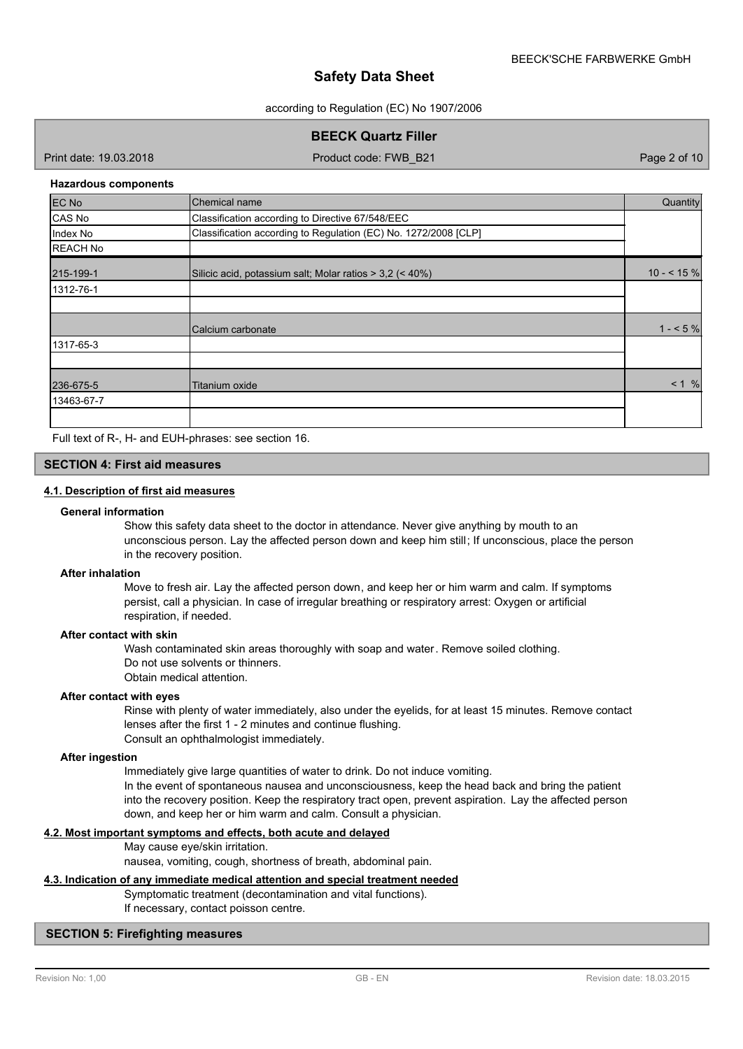**Hazardous components**

| EC No<br>CAS No<br>Index No<br>REACH No | Chemical name<br>Classification according to Directive 67/548/EEC<br>Classification according to Regulation (EC) No. 1272/2008 [CLP] | Quantity |
|---|---|---|
| 215-199-1 | Silicic acid, potassium salt; Molar ratios > 3,2 (< 40%) | 10 - < 15 % |
| 1312-76-1 | | |
| | | |
| | Calcium carbonate | 1 - < 5 % |
| 1317-65-3 | | |
| | | |
| 236-675-5 | Titanium oxide | < 1 % |
| 13463-67-7 | | |
| | | |

Full text of R-, H- and EUH-phrases: see section 16.

## SECTION 4: First aid measures

### 4.1. Description of first aid measures

**General information**

Show this safety data sheet to the doctor in attendance. Never give anything by mouth to an unconscious person. Lay the affected person down and keep him still; If unconscious, place the person in the recovery position.

**After inhalation**

Move to fresh air. Lay the affected person down, and keep her or him warm and calm. If symptoms persist, call a physician. In case of irregular breathing or respiratory arrest: Oxygen or artificial respiration, if needed.

**After contact with skin**

Wash contaminated skin areas thoroughly with soap and water. Remove soiled clothing.
Do not use solvents or thinners.
Obtain medical attention.

**After contact with eyes**

Rinse with plenty of water immediately, also under the eyelids, for at least 15 minutes. Remove contact lenses after the first 1 - 2 minutes and continue flushing.
Consult an ophthalmologist immediately.

**After ingestion**

Immediately give large quantities of water to drink. Do not induce vomiting.
In the event of spontaneous nausea and unconsciousness, keep the head back and bring the patient into the recovery position. Keep the respiratory tract open, prevent aspiration. Lay the affected person down, and keep her or him warm and calm. Consult a physician.

### 4.2. Most important symptoms and effects, both acute and delayed

May cause eye/skin irritation.
nausea, vomiting, cough, shortness of breath, abdominal pain.

### 4.3. Indication of any immediate medical attention and special treatment needed

Symptomatic treatment (decontamination and vital functions).
If necessary, contact poisson centre.

## SECTION 5: Firefighting measures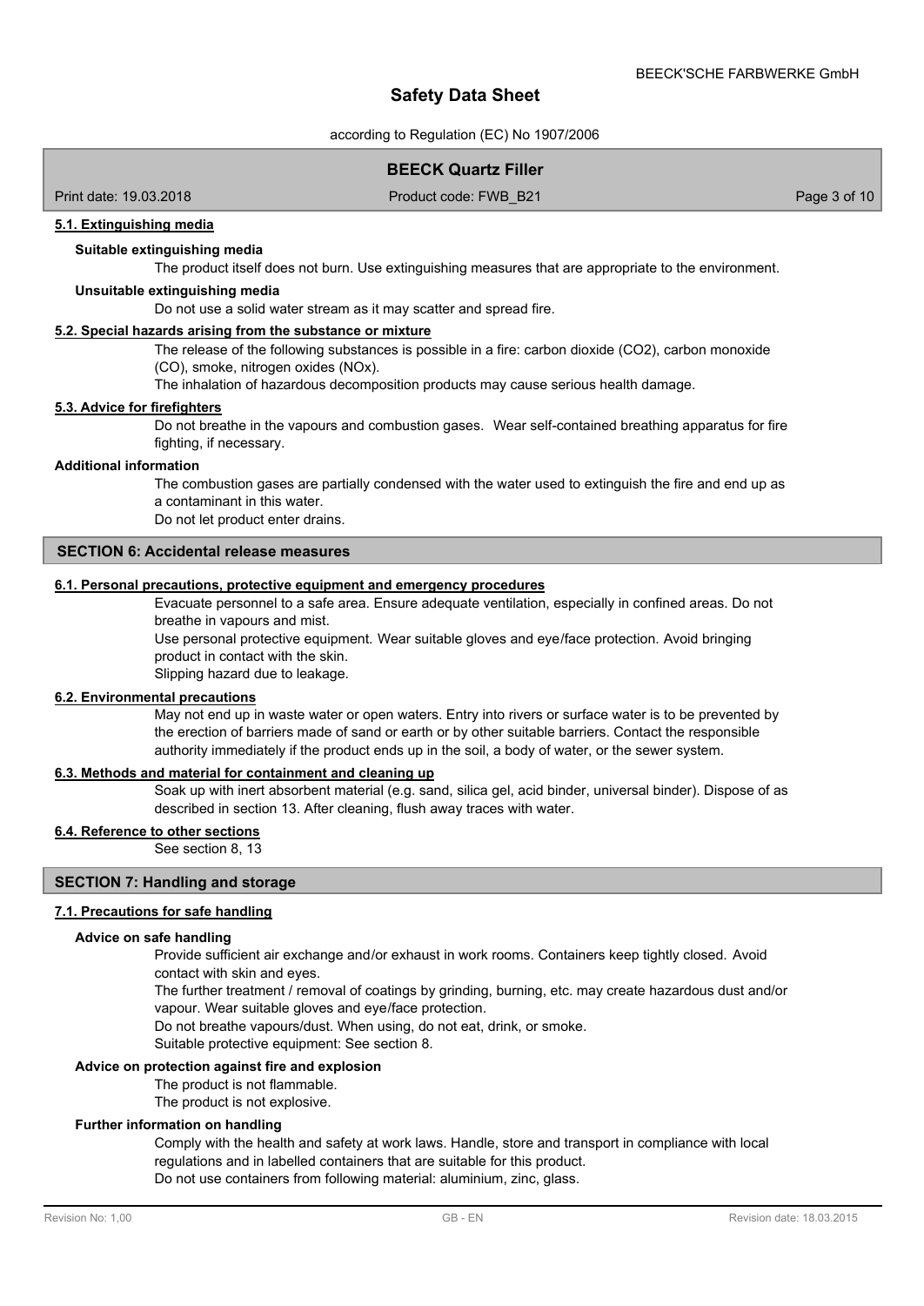### 5.1. Extinguishing media

**Suitable extinguishing media**

The product itself does not burn. Use extinguishing measures that are appropriate to the environment.

**Unsuitable extinguishing media**

Do not use a solid water stream as it may scatter and spread fire.

### 5.2. Special hazards arising from the substance or mixture

The release of the following substances is possible in a fire: carbon dioxide ($CO_2$), carbon monoxide (CO), smoke, nitrogen oxides ($NO_x$).

The inhalation of hazardous decomposition products may cause serious health damage.

### 5.3. Advice for firefighters

Do not breathe in the vapours and combustion gases. Wear self-contained breathing apparatus for fire fighting, if necessary.

**Additional information**

The combustion gases are partially condensed with the water used to extinguish the fire and end up as a contaminant in this water.

Do not let product enter drains.

## SECTION 6: Accidental release measures

### 6.1. Personal precautions, protective equipment and emergency procedures

Evacuate personnel to a safe area. Ensure adequate ventilation, especially in confined areas. Do not breathe in vapours and mist.

Use personal protective equipment. Wear suitable gloves and eye/face protection. Avoid bringing product in contact with the skin.

Slipping hazard due to leakage.

### 6.2. Environmental precautions

May not end up in waste water or open waters. Entry into rivers or surface water is to be prevented by the erection of barriers made of sand or earth or by other suitable barriers. Contact the responsible authority immediately if the product ends up in the soil, a body of water, or the sewer system.

### 6.3. Methods and material for containment and cleaning up

Soak up with inert absorbent material (e.g. sand, silica gel, acid binder, universal binder). Dispose of as described in section 13. After cleaning, flush away traces with water.

### 6.4. Reference to other sections

See section 8, 13

## SECTION 7: Handling and storage

### 7.1. Precautions for safe handling

**Advice on safe handling**

Provide sufficient air exchange and/or exhaust in work rooms. Containers keep tightly closed. Avoid contact with skin and eyes.

The further treatment / removal of coatings by grinding, burning, etc. may create hazardous dust and/or vapour. Wear suitable gloves and eye/face protection.

Do not breathe vapours/dust. When using, do not eat, drink, or smoke.

Suitable protective equipment: See section 8.

**Advice on protection against fire and explosion**

The product is not flammable.

The product is not explosive.

**Further information on handling**

Comply with the health and safety at work laws. Handle, store and transport in compliance with local regulations and in labelled containers that are suitable for this product.

Do not use containers from following material: aluminium, zinc, glass.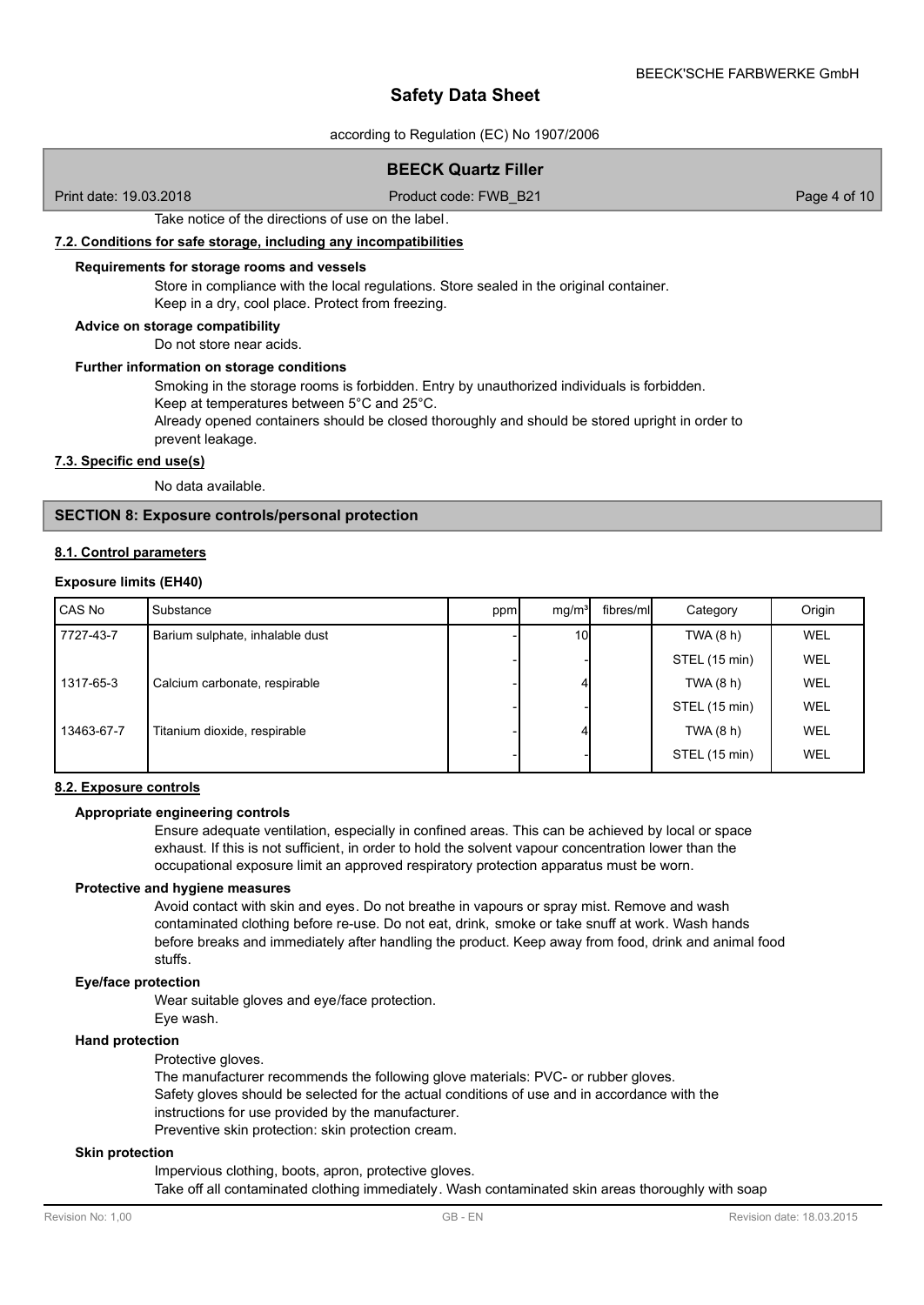Take notice of the directions of use on the label.

### 7.2. Conditions for safe storage, including any incompatibilities

**Requirements for storage rooms and vessels**

Store in compliance with the local regulations. Store sealed in the original container.
Keep in a dry, cool place. Protect from freezing.

**Advice on storage compatibility**

Do not store near acids.

**Further information on storage conditions**

Smoking in the storage rooms is forbidden. Entry by unauthorized individuals is forbidden.
Keep at temperatures between 5°C and 25°C.
Already opened containers should be closed thoroughly and should be stored upright in order to prevent leakage.

### 7.3. Specific end use(s)

No data available.

## SECTION 8: Exposure controls/personal protection

### 8.1. Control parameters

**Exposure limits (EH40)**

| CAS No | Substance | ppm | mg/m³ | fibres/ml | Category | Origin |
|---|---|---|---|---|---|---|
| 7727-43-7 | Barium sulphate, inhalable dust | - | 10 | | TWA (8 h) | WEL |
| | | - | - | | STEL (15 min) | WEL |
| 1317-65-3 | Calcium carbonate, respirable | - | 4 | | TWA (8 h) | WEL |
| | | - | - | | STEL (15 min) | WEL |
| 13463-67-7 | Titanium dioxide, respirable | - | 4 | | TWA (8 h) | WEL |
| | | - | - | | STEL (15 min) | WEL |

### 8.2. Exposure controls

**Appropriate engineering controls**

Ensure adequate ventilation, especially in confined areas. This can be achieved by local or space exhaust. If this is not sufficient, in order to hold the solvent vapour concentration lower than the occupational exposure limit an approved respiratory protection apparatus must be worn.

**Protective and hygiene measures**

Avoid contact with skin and eyes. Do not breathe in vapours or spray mist. Remove and wash contaminated clothing before re-use. Do not eat, drink, smoke or take snuff at work. Wash hands before breaks and immediately after handling the product. Keep away from food, drink and animal food stuffs.

**Eye/face protection**

Wear suitable gloves and eye/face protection.
Eye wash.

**Hand protection**

Protective gloves.
The manufacturer recommends the following glove materials: PVC- or rubber gloves.
Safety gloves should be selected for the actual conditions of use and in accordance with the instructions for use provided by the manufacturer.
Preventive skin protection: skin protection cream.

**Skin protection**

Impervious clothing, boots, apron, protective gloves.
Take off all contaminated clothing immediately. Wash contaminated skin areas thoroughly with soap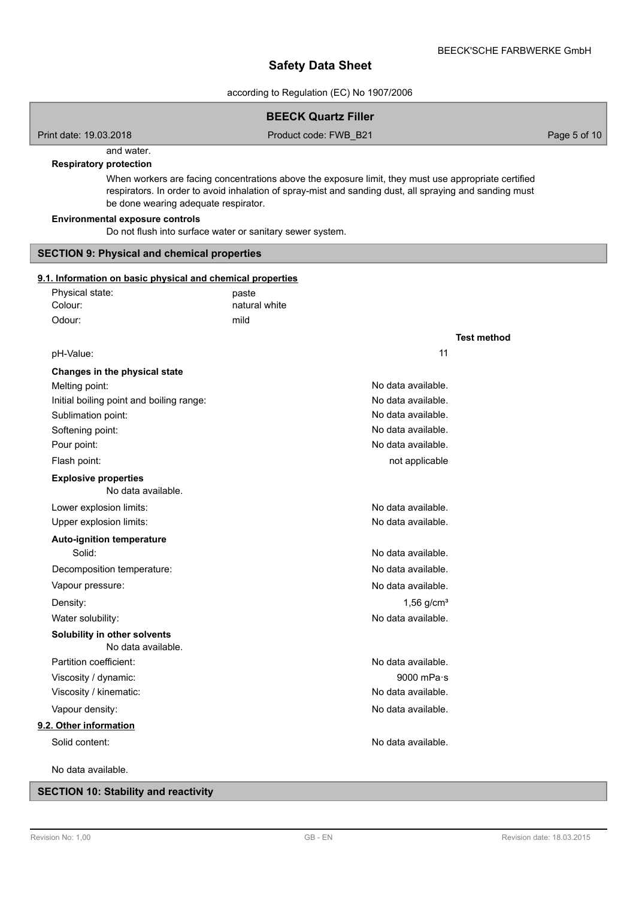and water.

**Respiratory protection**

When workers are facing concentrations above the exposure limit, they must use appropriate certified respirators. In order to avoid inhalation of spray-mist and sanding dust, all spraying and sanding must be done wearing adequate respirator.

**Environmental exposure controls**

Do not flush into surface water or sanitary sewer system.

## SECTION 9: Physical and chemical properties

### 9.1. Information on basic physical and chemical properties

| | | |
|---|---|---|
| Physical state: | paste | |
| Colour: | natural white | |
| Odour: | mild | |
| | | **Test method** |
| pH-Value: | 11 | |
| **Changes in the physical state** | | |
| Melting point: | No data available. | |
| Initial boiling point and boiling range: | No data available. | |
| Sublimation point: | No data available. | |
| Softening point: | No data available. | |
| Pour point: | No data available. | |
| Flash point: | not applicable | |
| **Explosive properties** | | |
| No data available. | | |
| Lower explosion limits: | No data available. | |
| Upper explosion limits: | No data available. | |
| **Auto-ignition temperature** | | |
| Solid: | No data available. | |
| Decomposition temperature: | No data available. | |
| Vapour pressure: | No data available. | |
| Density: | 1,56 g/cm³ | |
| Water solubility: | No data available. | |
| **Solubility in other solvents** | | |
| No data available. | | |
| Partition coefficient: | No data available. | |
| Viscosity / dynamic: | 9000 mPa·s | |
| Viscosity / kinematic: | No data available. | |
| Vapour density: | No data available. | |

### 9.2. Other information

| | |
|---|---|
| Solid content: | No data available. |

No data available.

## SECTION 10: Stability and reactivity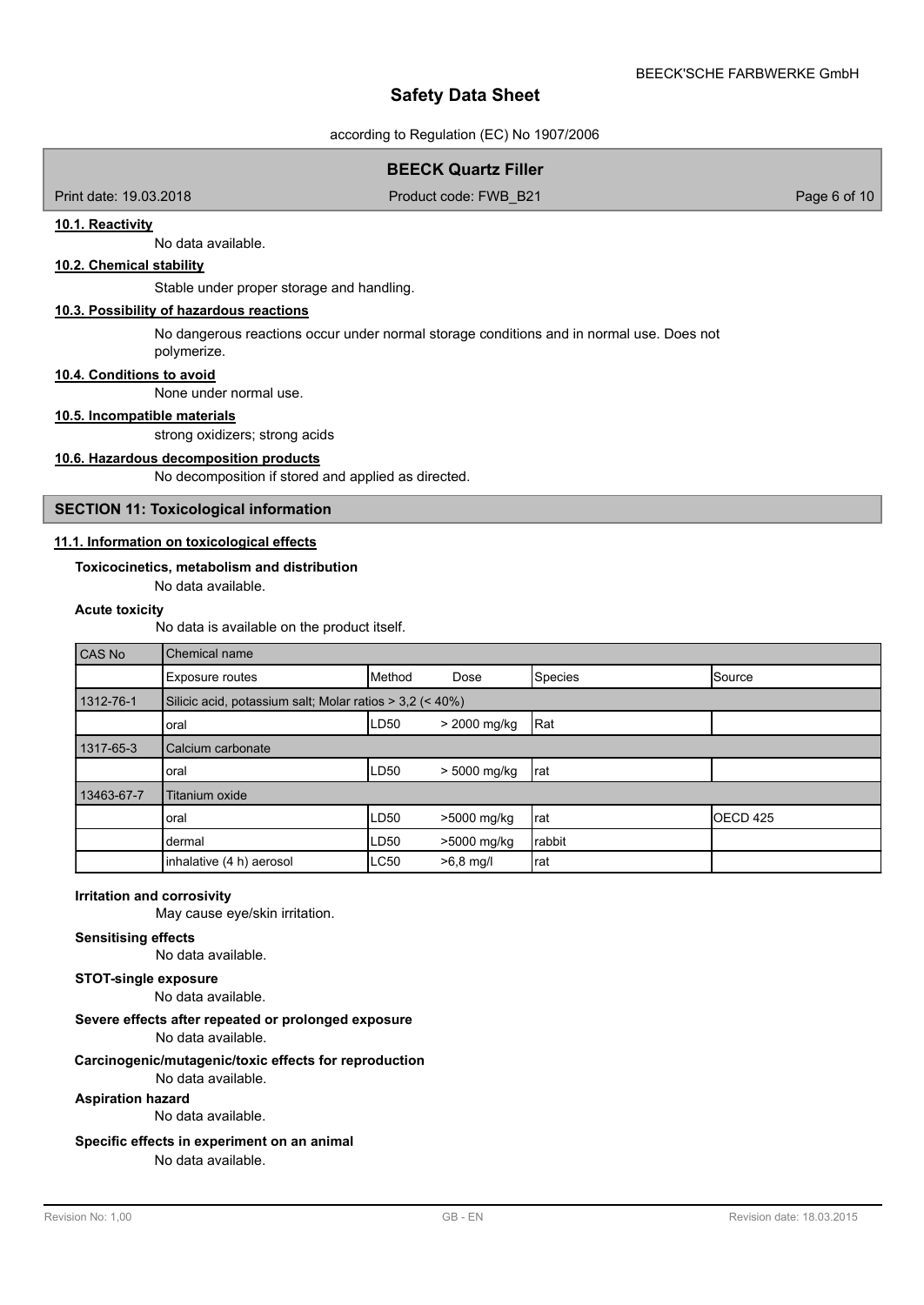### 10.1. Reactivity

No data available.

### 10.2. Chemical stability

Stable under proper storage and handling.

### 10.3. Possibility of hazardous reactions

No dangerous reactions occur under normal storage conditions and in normal use. Does not polymerize.

### 10.4. Conditions to avoid

None under normal use.

### 10.5. Incompatible materials

strong oxidizers; strong acids

### 10.6. Hazardous decomposition products

No decomposition if stored and applied as directed.

## SECTION 11: Toxicological information

### 11.1. Information on toxicological effects

**Toxicocinetics, metabolism and distribution**

No data available.

**Acute toxicity**

No data is available on the product itself.

| CAS No | Chemical name | | | | |
|---|---|---|---|---|---|
| | Exposure routes | Method | Dose | Species | Source |
| 1312-76-1 | Silicic acid, potassium salt; Molar ratios > 3,2 (< 40%) | | | | |
| | oral | LD50 | > 2000 mg/kg | Rat | |
| 1317-65-3 | Calcium carbonate | | | | |
| | oral | LD50 | > 5000 mg/kg | rat | |
| 13463-67-7 | Titanium oxide | | | | |
| | oral | LD50 | >5000 mg/kg | rat | OECD 425 |
| | dermal | LD50 | >5000 mg/kg | rabbit | |
| | inhalative (4 h) aerosol | LC50 | >6,8 mg/l | rat | |

**Irritation and corrosivity**

May cause eye/skin irritation.

**Sensitising effects**

No data available.

**STOT-single exposure**

No data available.

**Severe effects after repeated or prolonged exposure**

No data available.

**Carcinogenic/mutagenic/toxic effects for reproduction**

No data available.

**Aspiration hazard**

No data available.

**Specific effects in experiment on an animal**

No data available.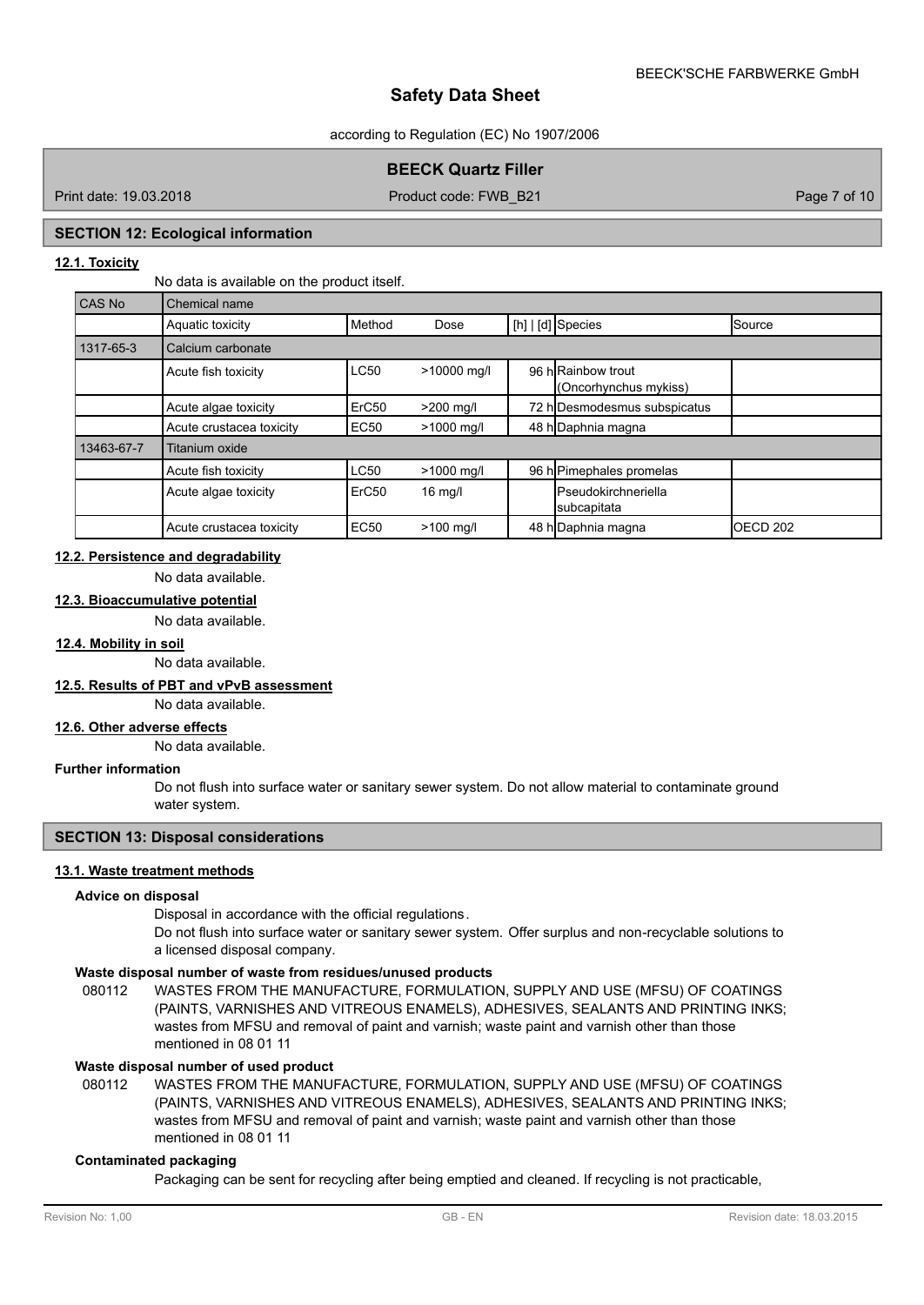## SECTION 12: Ecological information

### 12.1. Toxicity

No data is available on the product itself.

| CAS No | Chemical name | | | | | |
|---|---|---|---|---|---|---|
| | Aquatic toxicity | Method | Dose | [h] \| [d] | Species | Source |
| 1317-65-3 | Calcium carbonate | | | | | |
| | Acute fish toxicity | LC50 | >10000 mg/l | 96 h | Rainbow trout (Oncorhynchus mykiss) | |
| | Acute algae toxicity | ErC50 | >200 mg/l | 72 h | Desmodesmus subspicatus | |
| | Acute crustacea toxicity | EC50 | >1000 mg/l | 48 h | Daphnia magna | |
| 13463-67-7 | Titanium oxide | | | | | |
| | Acute fish toxicity | LC50 | >1000 mg/l | 96 h | Pimephales promelas | |
| | Acute algae toxicity | ErC50 | 16 mg/l | | Pseudokirchneriella subcapitata | |
| | Acute crustacea toxicity | EC50 | >100 mg/l | 48 h | Daphnia magna | OECD 202 |

### 12.2. Persistence and degradability

No data available.

### 12.3. Bioaccumulative potential

No data available.

### 12.4. Mobility in soil

No data available.

### 12.5. Results of PBT and vPvB assessment

No data available.

### 12.6. Other adverse effects

No data available.

**Further information**

Do not flush into surface water or sanitary sewer system. Do not allow material to contaminate ground water system.

## SECTION 13: Disposal considerations

### 13.1. Waste treatment methods

**Advice on disposal**

Disposal in accordance with the official regulations.
Do not flush into surface water or sanitary sewer system. Offer surplus and non-recyclable solutions to a licensed disposal company.

**Waste disposal number of waste from residues/unused products**

080112 WASTES FROM THE MANUFACTURE, FORMULATION, SUPPLY AND USE (MFSU) OF COATINGS (PAINTS, VARNISHES AND VITREOUS ENAMELS), ADHESIVES, SEALANTS AND PRINTING INKS; wastes from MFSU and removal of paint and varnish; waste paint and varnish other than those mentioned in 08 01 11

**Waste disposal number of used product**

080112 WASTES FROM THE MANUFACTURE, FORMULATION, SUPPLY AND USE (MFSU) OF COATINGS (PAINTS, VARNISHES AND VITREOUS ENAMELS), ADHESIVES, SEALANTS AND PRINTING INKS; wastes from MFSU and removal of paint and varnish; waste paint and varnish other than those mentioned in 08 01 11

**Contaminated packaging**

Packaging can be sent for recycling after being emptied and cleaned. If recycling is not practicable,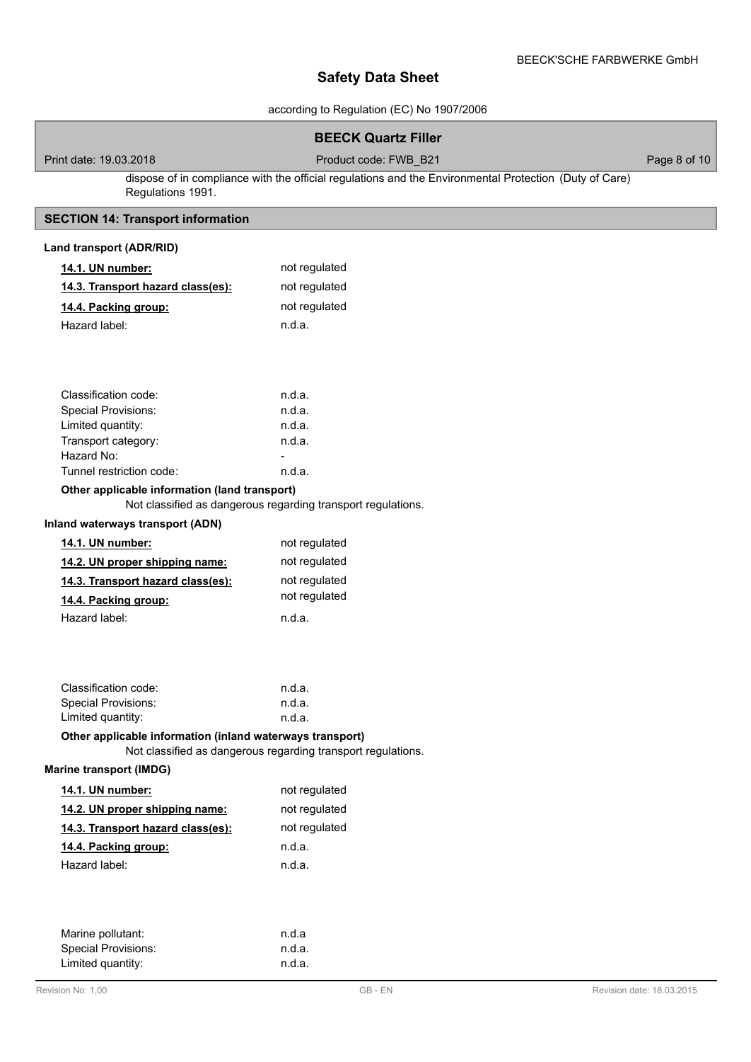dispose of in compliance with the official regulations and the Environmental Protection (Duty of Care) Regulations 1991.

## SECTION 14: Transport information

### Land transport (ADR/RID)

| | |
|---|---|
| **14.1. UN number:** | not regulated |
| **14.3. Transport hazard class(es):** | not regulated |
| **14.4. Packing group:** | not regulated |
| Hazard label: | n.d.a. |

| | |
|---|---|
| Classification code: | n.d.a. |
| Special Provisions: | n.d.a. |
| Limited quantity: | n.d.a. |
| Transport category: | n.d.a. |
| Hazard No: | - |
| Tunnel restriction code: | n.d.a. |

**Other applicable information (land transport)**

Not classified as dangerous regarding transport regulations.

### Inland waterways transport (ADN)

| | |
|---|---|
| **14.1. UN number:** | not regulated |
| **14.2. UN proper shipping name:** | not regulated |
| **14.3. Transport hazard class(es):** | not regulated |
| **14.4. Packing group:** | not regulated |
| Hazard label: | n.d.a. |

| | |
|---|---|
| Classification code: | n.d.a. |
| Special Provisions: | n.d.a. |
| Limited quantity: | n.d.a. |

**Other applicable information (inland waterways transport)**

Not classified as dangerous regarding transport regulations.

### Marine transport (IMDG)

| | |
|---|---|
| **14.1. UN number:** | not regulated |
| **14.2. UN proper shipping name:** | not regulated |
| **14.3. Transport hazard class(es):** | not regulated |
| **14.4. Packing group:** | n.d.a. |
| Hazard label: | n.d.a. |

| | |
|---|---|
| Marine pollutant: | n.d.a |
| Special Provisions: | n.d.a. |
| Limited quantity: | n.d.a. |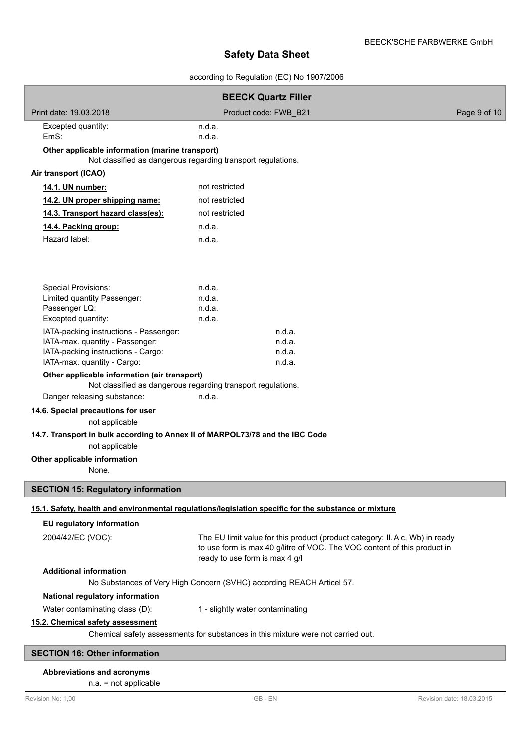| | |
|---|---|
| Excepted quantity: | n.d.a. |
| EmS: | n.d.a. |

**Other applicable information (marine transport)**

Not classified as dangerous regarding transport regulations.

**Air transport (ICAO)**

| | |
|---|---|
| **14.1. UN number:** | not restricted |
| **14.2. UN proper shipping name:** | not restricted |
| **14.3. Transport hazard class(es):** | not restricted |
| **14.4. Packing group:** | n.d.a. |
| Hazard label: | n.d.a. |

| | |
|---|---|
| Special Provisions: | n.d.a. |
| Limited quantity Passenger: | n.d.a. |
| Passenger LQ: | n.d.a. |
| Excepted quantity: | n.d.a. |
| IATA-packing instructions - Passenger: | n.d.a. |
| IATA-max. quantity - Passenger: | n.d.a. |
| IATA-packing instructions - Cargo: | n.d.a. |
| IATA-max. quantity - Cargo: | n.d.a. |

**Other applicable information (air transport)**

Not classified as dangerous regarding transport regulations.

Danger releasing substance: n.d.a.

**14.6. Special precautions for user**

not applicable

**14.7. Transport in bulk according to Annex II of MARPOL73/78 and the IBC Code**

not applicable

**Other applicable information**

None.

## SECTION 15: Regulatory information

**15.1. Safety, health and environmental regulations/legislation specific for the substance or mixture**

**EU regulatory information**

2004/42/EC (VOC): The EU limit value for this product (product category: II.A c, Wb) in ready to use form is max 40 g/litre of VOC. The VOC content of this product in ready to use form is max 4 g/l

**Additional information**

No Substances of Very High Concern (SVHC) according REACH Articel 57.

**National regulatory information**

Water contaminating class (D): 1 - slightly water contaminating

**15.2. Chemical safety assessment**

Chemical safety assessments for substances in this mixture were not carried out.

## SECTION 16: Other information

**Abbreviations and acronyms**

n.a. = not applicable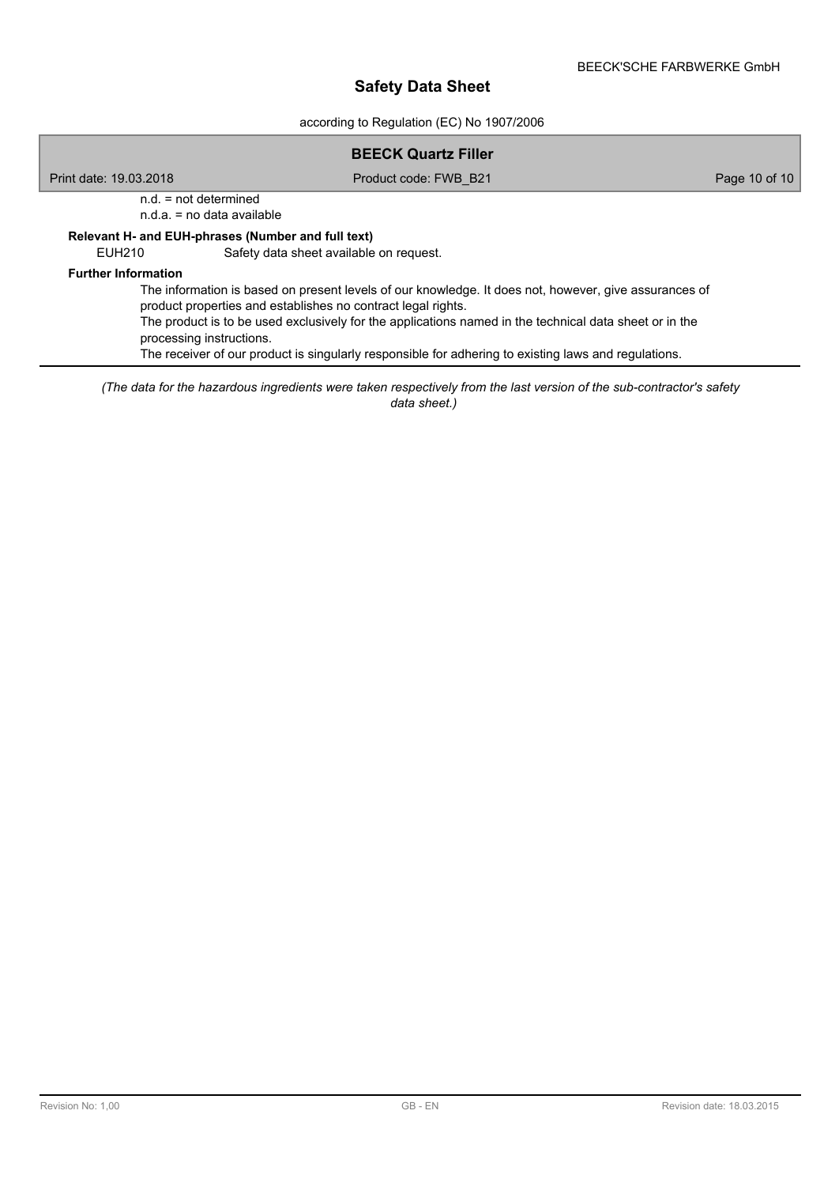n.d. = not determined
n.d.a. = no data available

**Relevant H- and EUH-phrases (Number and full text)**

| | |
|---|---|
| EUH210 | Safety data sheet available on request. |

**Further Information**

The information is based on present levels of our knowledge. It does not, however, give assurances of product properties and establishes no contract legal rights.
The product is to be used exclusively for the applications named in the technical data sheet or in the processing instructions.
The receiver of our product is singularly responsible for adhering to existing laws and regulations.

---

*(The data for the hazardous ingredients were taken respectively from the last version of the sub-contractor's safety data sheet.)*